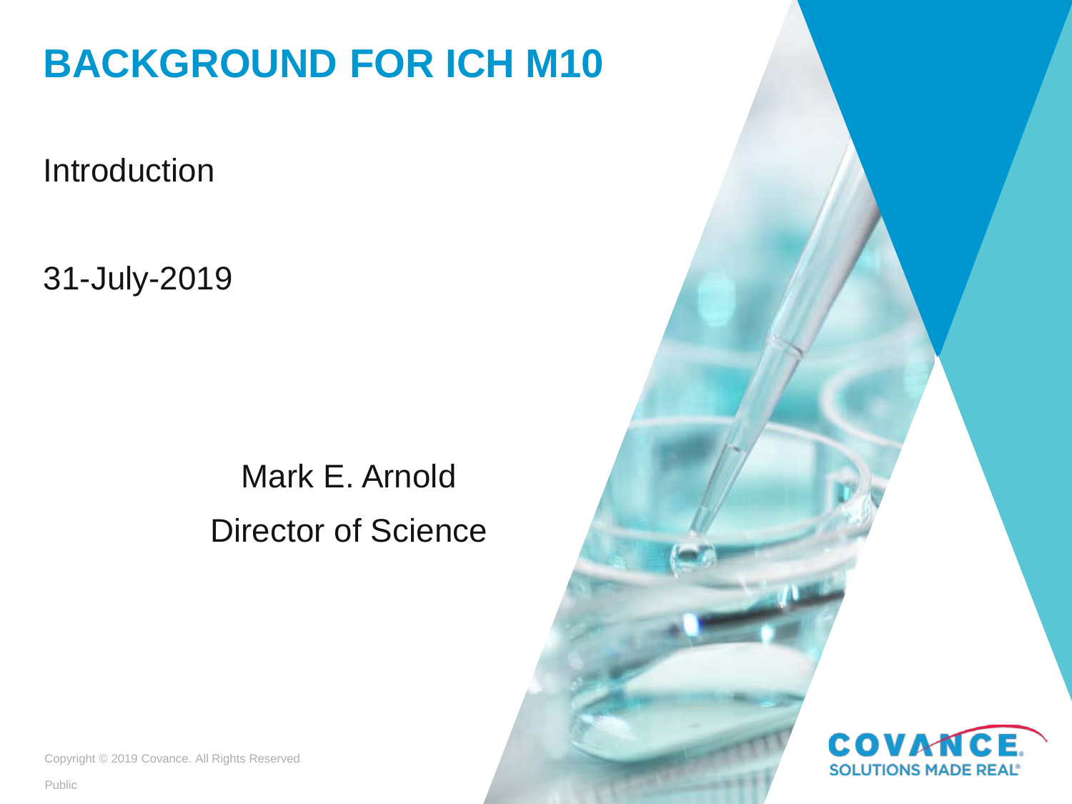# BACKGROUND FOR ICH M10

Introduction

31-July-2019

Mark E. Arnold

Director of Science

Copyright © 2019 Covance. All Rights Reserved

Public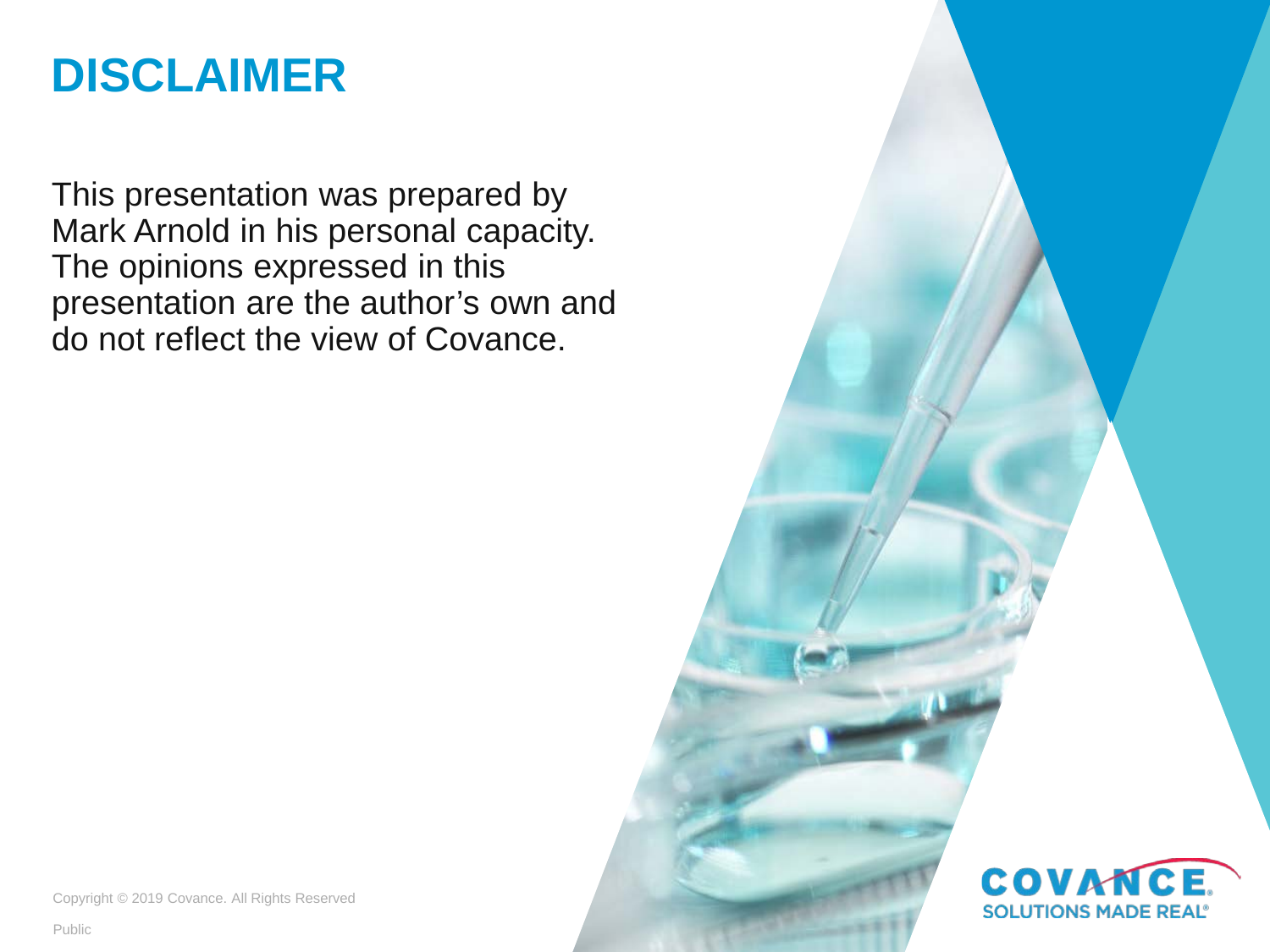# DISCLAIMER

This presentation was prepared by Mark Arnold in his personal capacity. The opinions expressed in this presentation are the author's own and do not reflect the view of Covance.

Copyright © 2019 Covance. All Rights Reserved

Public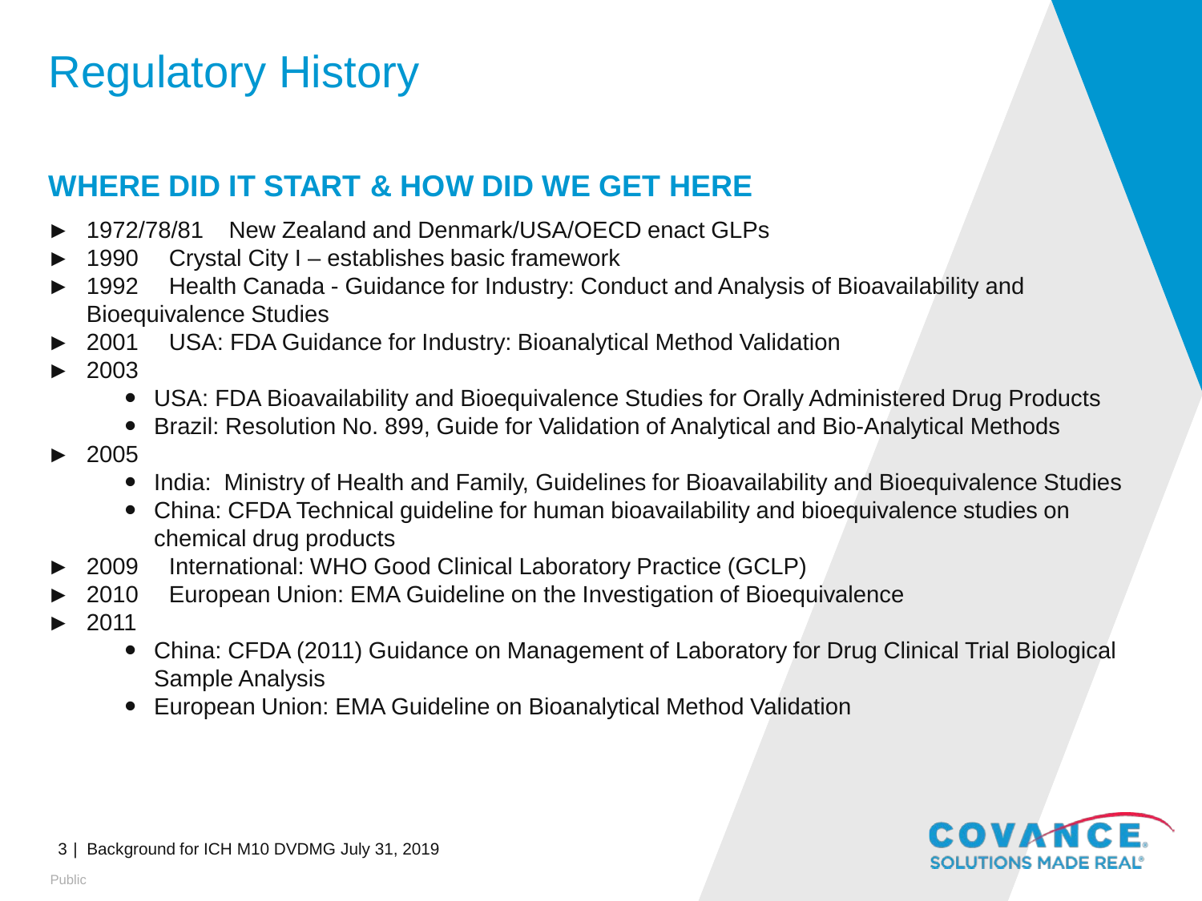# Regulatory History

## WHERE DID IT START & HOW DID WE GET HERE

- 1972/78/81 New Zealand and Denmark/USA/OECD enact GLPs
- 1990 Crystal City I – establishes basic framework
- 1992 Health Canada - Guidance for Industry: Conduct and Analysis of Bioavailability and Bioequivalence Studies
- 2001 USA: FDA Guidance for Industry: Bioanalytical Method Validation
- 2003
  - USA: FDA Bioavailability and Bioequivalence Studies for Orally Administered Drug Products
  - Brazil: Resolution No. 899, Guide for Validation of Analytical and Bio-Analytical Methods
- 2005
  - India: Ministry of Health and Family, Guidelines for Bioavailability and Bioequivalence Studies
  - China: CFDA Technical guideline for human bioavailability and bioequivalence studies on chemical drug products
- 2009 International: WHO Good Clinical Laboratory Practice (GCLP)
- 2010 European Union: EMA Guideline on the Investigation of Bioequivalence
- 2011
  - China: CFDA (2011) Guidance on Management of Laboratory for Drug Clinical Trial Biological Sample Analysis
  - European Union: EMA Guideline on Bioanalytical Method Validation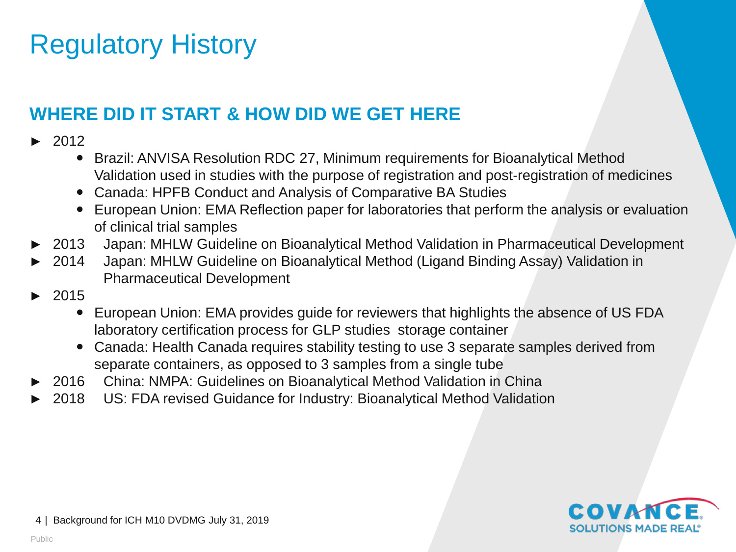# Regulatory History

## WHERE DID IT START & HOW DID WE GET HERE

- 2012
  - Brazil: ANVISA Resolution RDC 27, Minimum requirements for Bioanalytical Method Validation used in studies with the purpose of registration and post-registration of medicines
  - Canada: HPFB Conduct and Analysis of Comparative BA Studies
  - European Union: EMA Reflection paper for laboratories that perform the analysis or evaluation of clinical trial samples
- 2013 Japan: MHLW Guideline on Bioanalytical Method Validation in Pharmaceutical Development
- 2014 Japan: MHLW Guideline on Bioanalytical Method (Ligand Binding Assay) Validation in Pharmaceutical Development
- 2015
  - European Union: EMA provides guide for reviewers that highlights the absence of US FDA laboratory certification process for GLP studies storage container
  - Canada: Health Canada requires stability testing to use 3 separate samples derived from separate containers, as opposed to 3 samples from a single tube
- 2016 China: NMPA: Guidelines on Bioanalytical Method Validation in China
- 2018 US: FDA revised Guidance for Industry: Bioanalytical Method Validation

Background for ICH M10 DVDMG July 31, 2019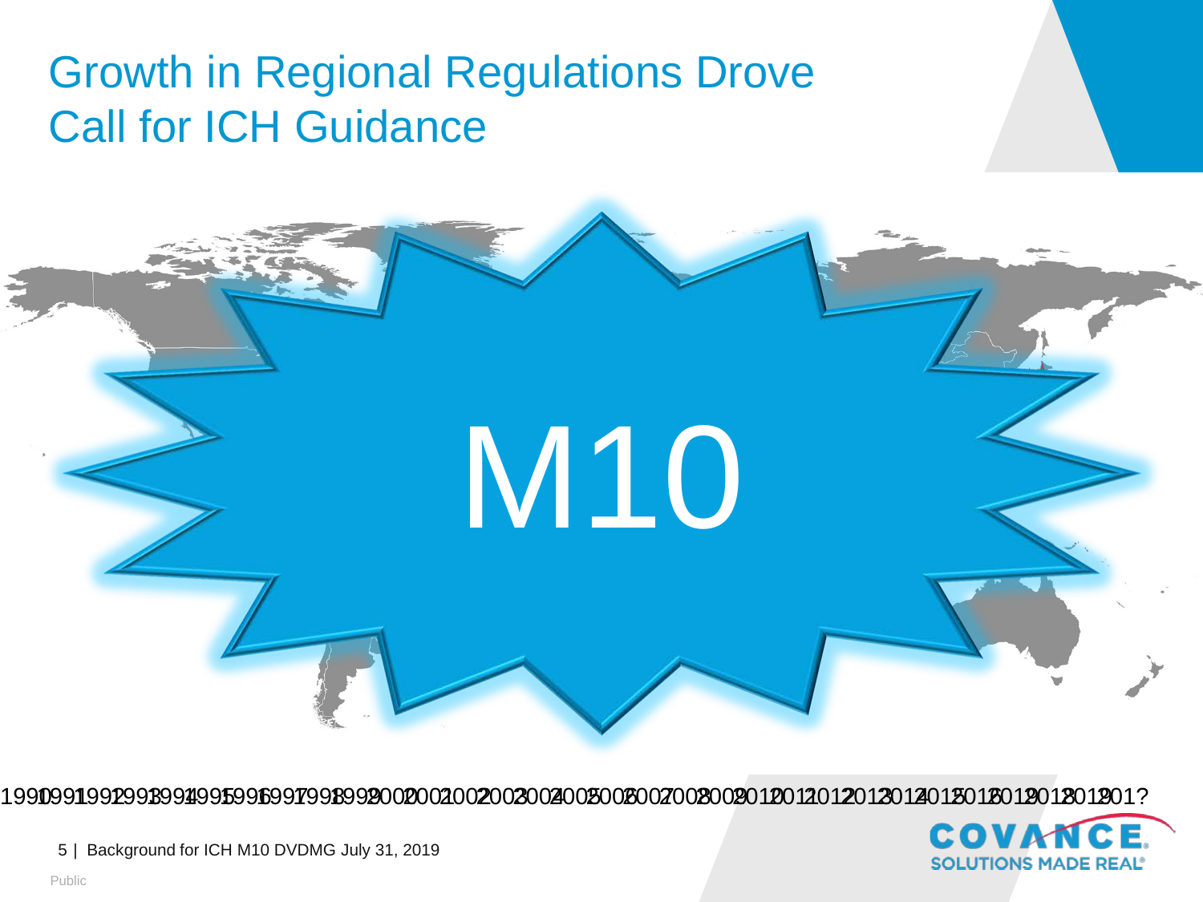# Growth in Regional Regulations Drove Call for ICH Guidance

M10

1990 1991 1992 1993 1994 1995 1996 1997 1998 1999 2000 2001 2002 2003 2004 2005 2006 2007 2008 2009 2010 2011 2012 2013 2014 2015 2016 2017 2018 201?

Background for ICH M10 DVDMG July 31, 2019

Public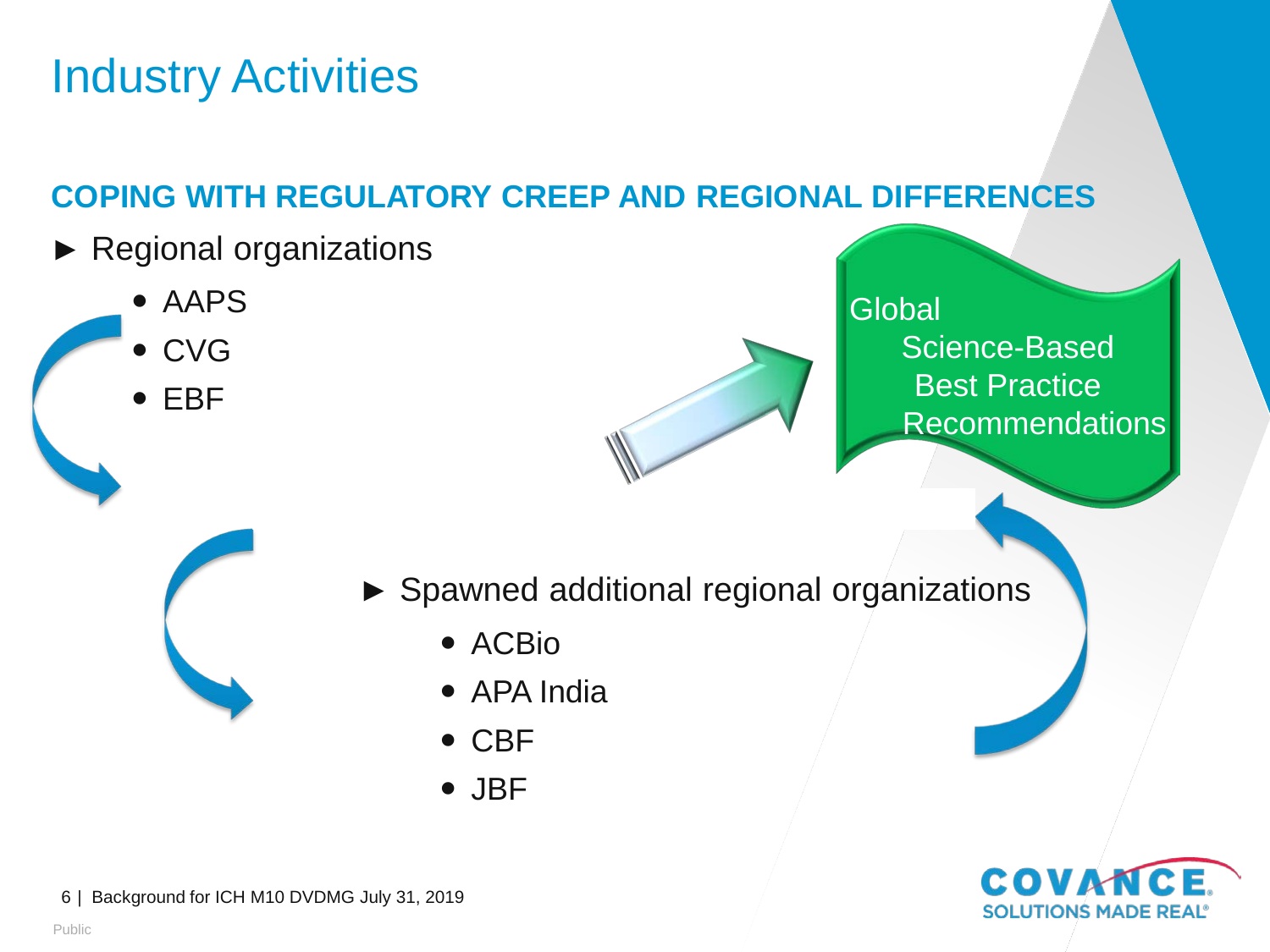# Industry Activities

## COPING WITH REGULATORY CREEP AND REGIONAL DIFFERENCES

- ► Regional organizations
  - AAPS
  - CVG
  - EBF

Global Science-Based Best Practice Recommendations

- ► Spawned additional regional organizations
  - ACBio
  - APA India
  - CBF
  - JBF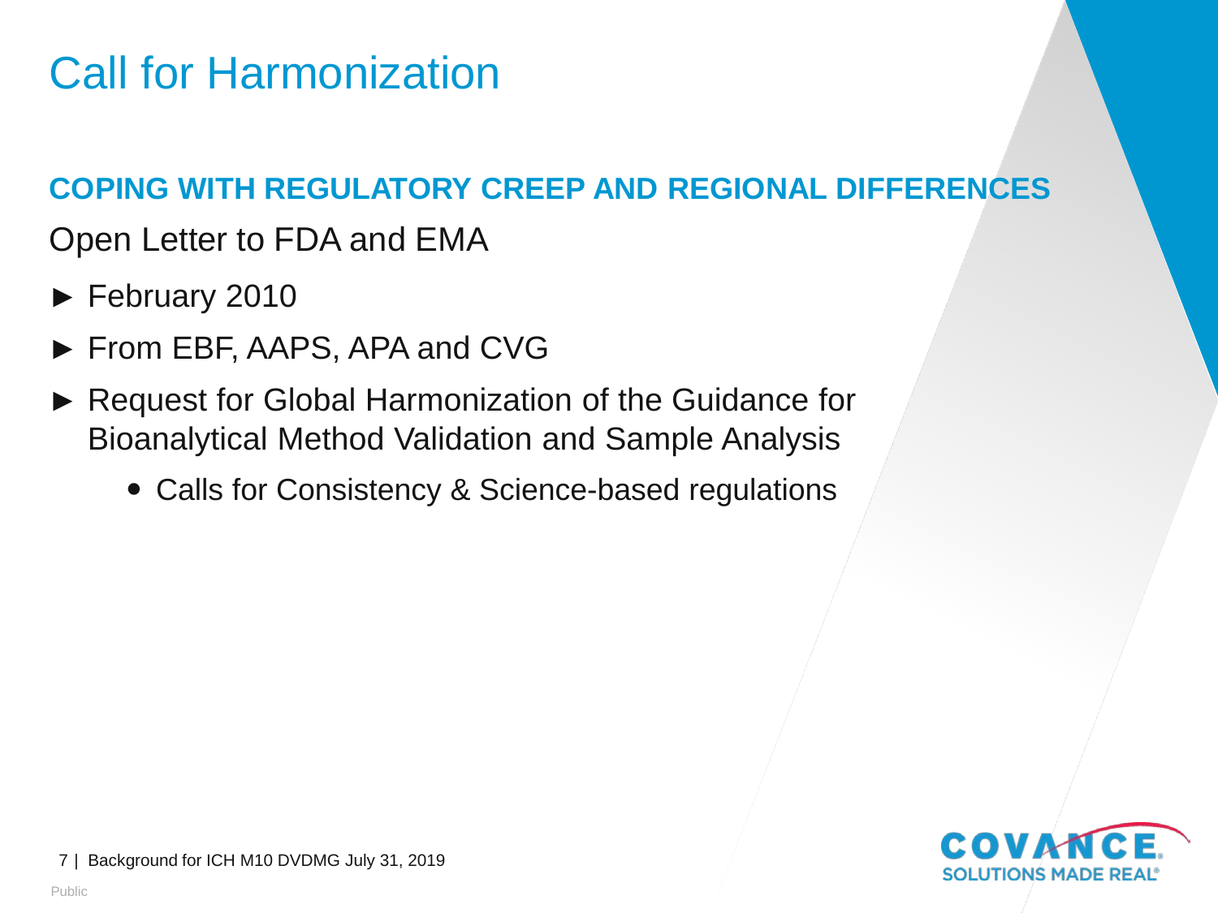# Call for Harmonization

## COPING WITH REGULATORY CREEP AND REGIONAL DIFFERENCES

Open Letter to FDA and EMA

- February 2010
- From EBF, AAPS, APA and CVG
- Request for Global Harmonization of the Guidance for Bioanalytical Method Validation and Sample Analysis
  - Calls for Consistency & Science-based regulations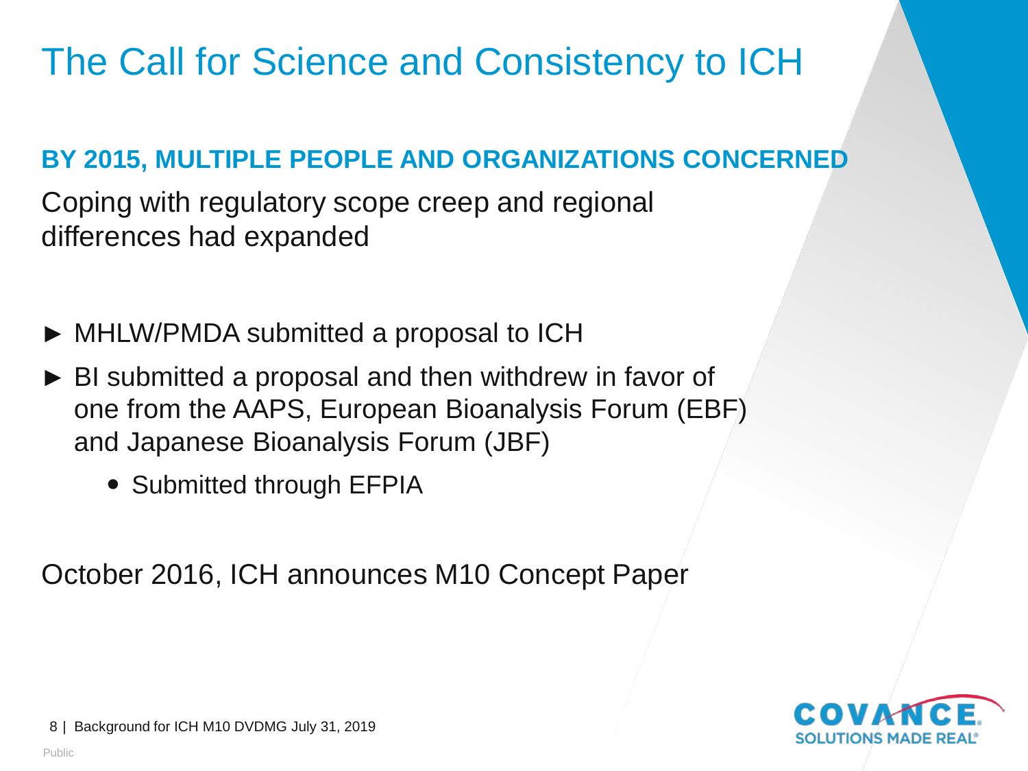# The Call for Science and Consistency to ICH

**BY 2015, MULTIPLE PEOPLE AND ORGANIZATIONS CONCERNED**

Coping with regulatory scope creep and regional differences had expanded

- MHLW/PMDA submitted a proposal to ICH
- BI submitted a proposal and then withdrew in favor of one from the AAPS, European Bioanalysis Forum (EBF) and Japanese Bioanalysis Forum (JBF)
  - Submitted through EFPIA

October 2016, ICH announces M10 Concept Paper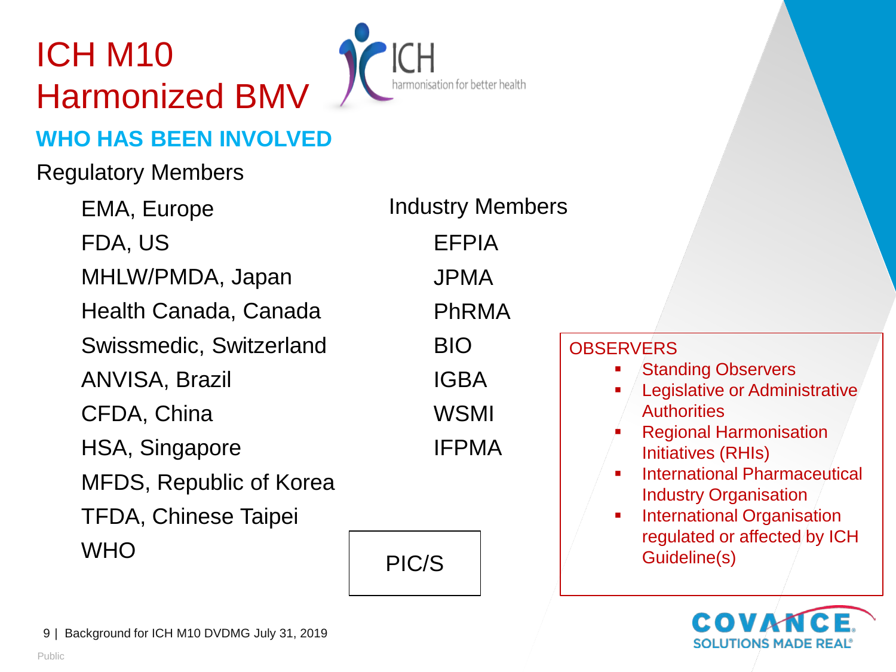# ICH M10 Harmonized BMV

## WHO HAS BEEN INVOLVED

Regulatory Members

- EMA, Europe
- FDA, US
- MHLW/PMDA, Japan
- Health Canada, Canada
- Swissmedic, Switzerland
- ANVISA, Brazil
- CFDA, China
- HSA, Singapore
- MFDS, Republic of Korea
- TFDA, Chinese Taipei
- WHO

Industry Members

- EFPIA
- JPMA
- PhRMA
- BIO
- IGBA
- WSMI
- IFPMA

PIC/S

OBSERVERS

- Standing Observers
- Legislative or Administrative Authorities
- Regional Harmonisation Initiatives (RHIs)
- International Pharmaceutical Industry Organisation
- International Organisation regulated or affected by ICH Guideline(s)

Background for ICH M10 DVDMG July 31, 2019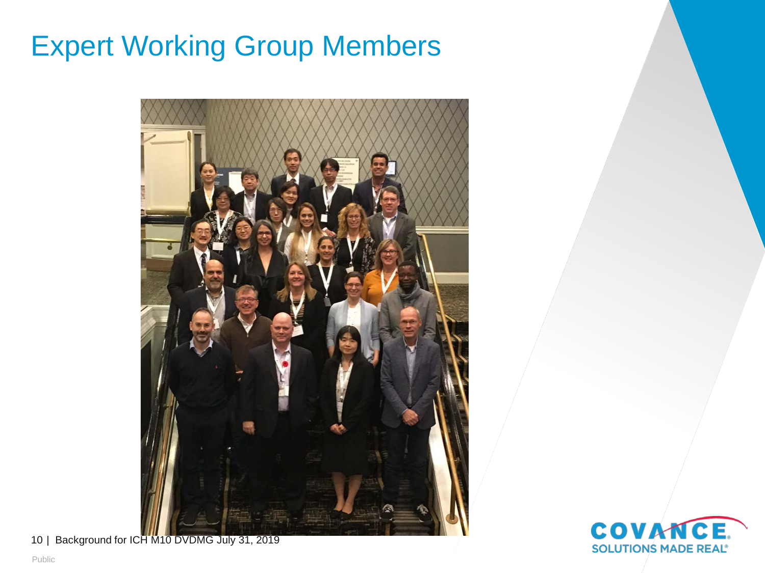# Expert Working Group Members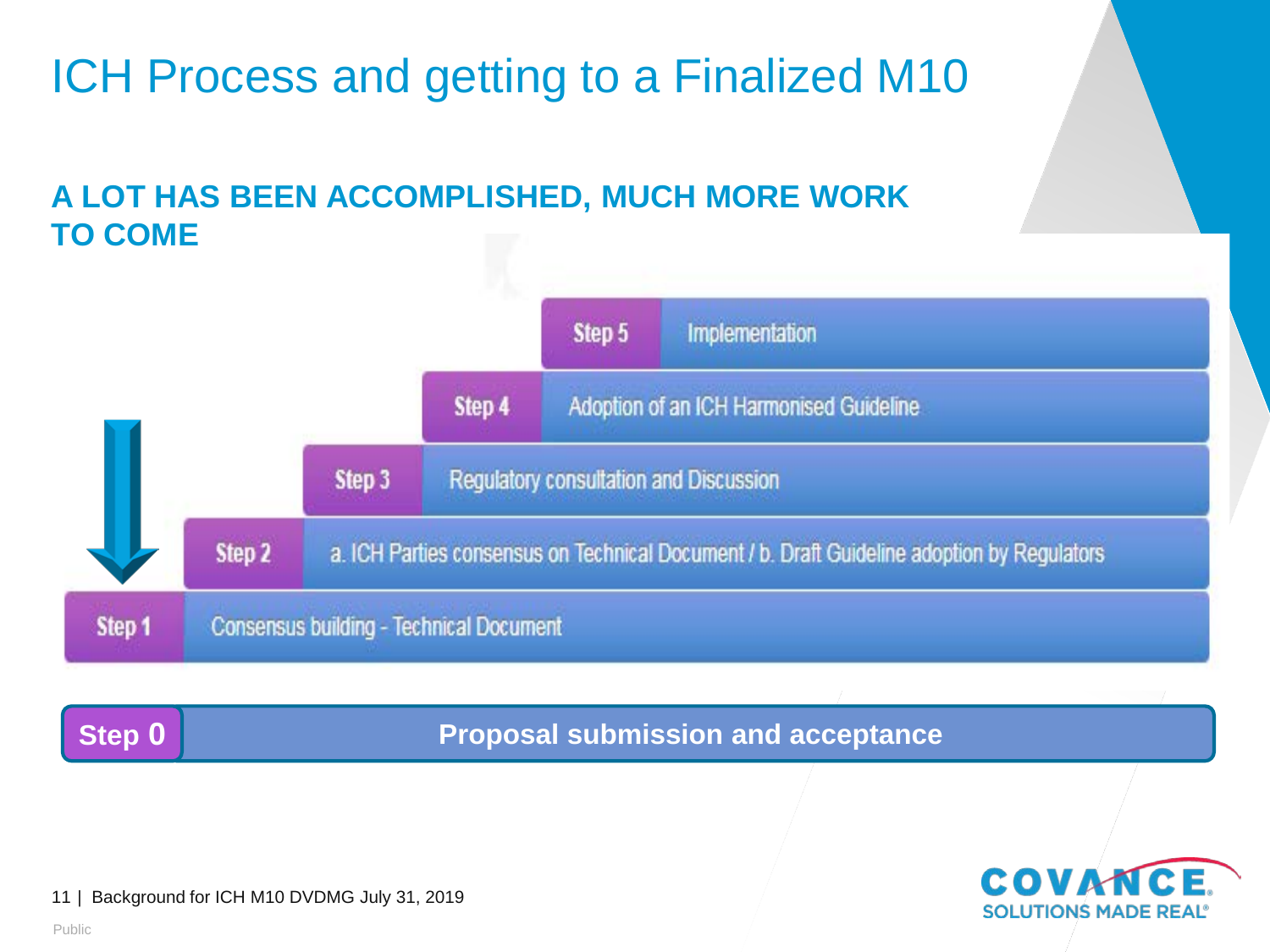# ICH Process and getting to a Finalized M10

## A LOT HAS BEEN ACCOMPLISHED, MUCH MORE WORK TO COME

- **Step 5** Implementation
- **Step 4** Adoption of an ICH Harmonised Guideline
- **Step 3** Regulatory consultation and Discussion
- **Step 2** a. ICH Parties consensus on Technical Document / b. Draft Guideline adoption by Regulators
- **Step 1** Consensus building - Technical Document

**Step 0** **Proposal submission and acceptance**

Background for ICH M10 DVDMG July 31, 2019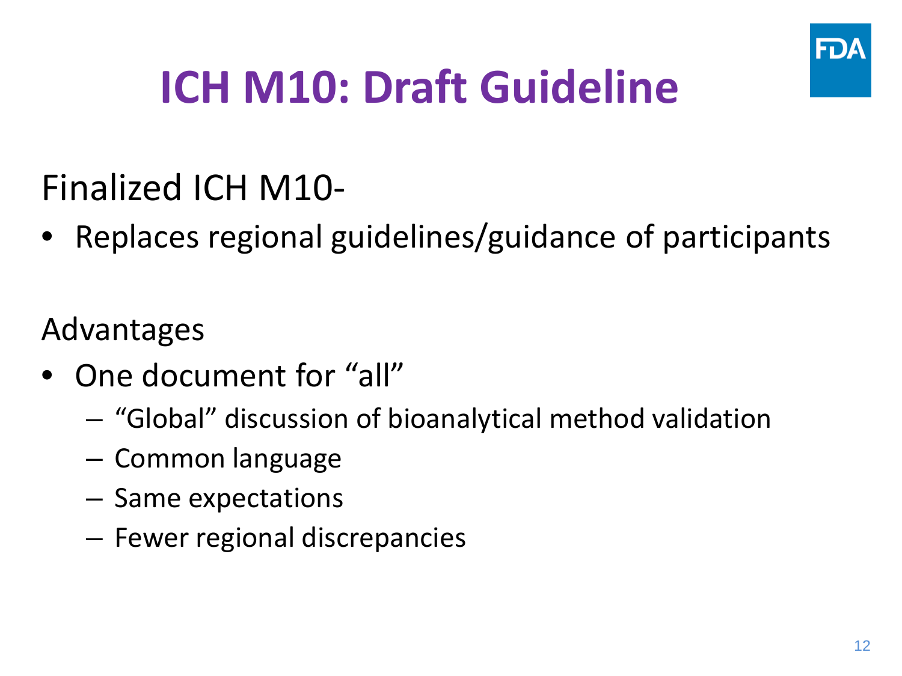# ICH M10: Draft Guideline

Finalized ICH M10-

- Replaces regional guidelines/guidance of participants

Advantages

- One document for "all"
  - "Global" discussion of bioanalytical method validation
  - Common language
  - Same expectations
  - Fewer regional discrepancies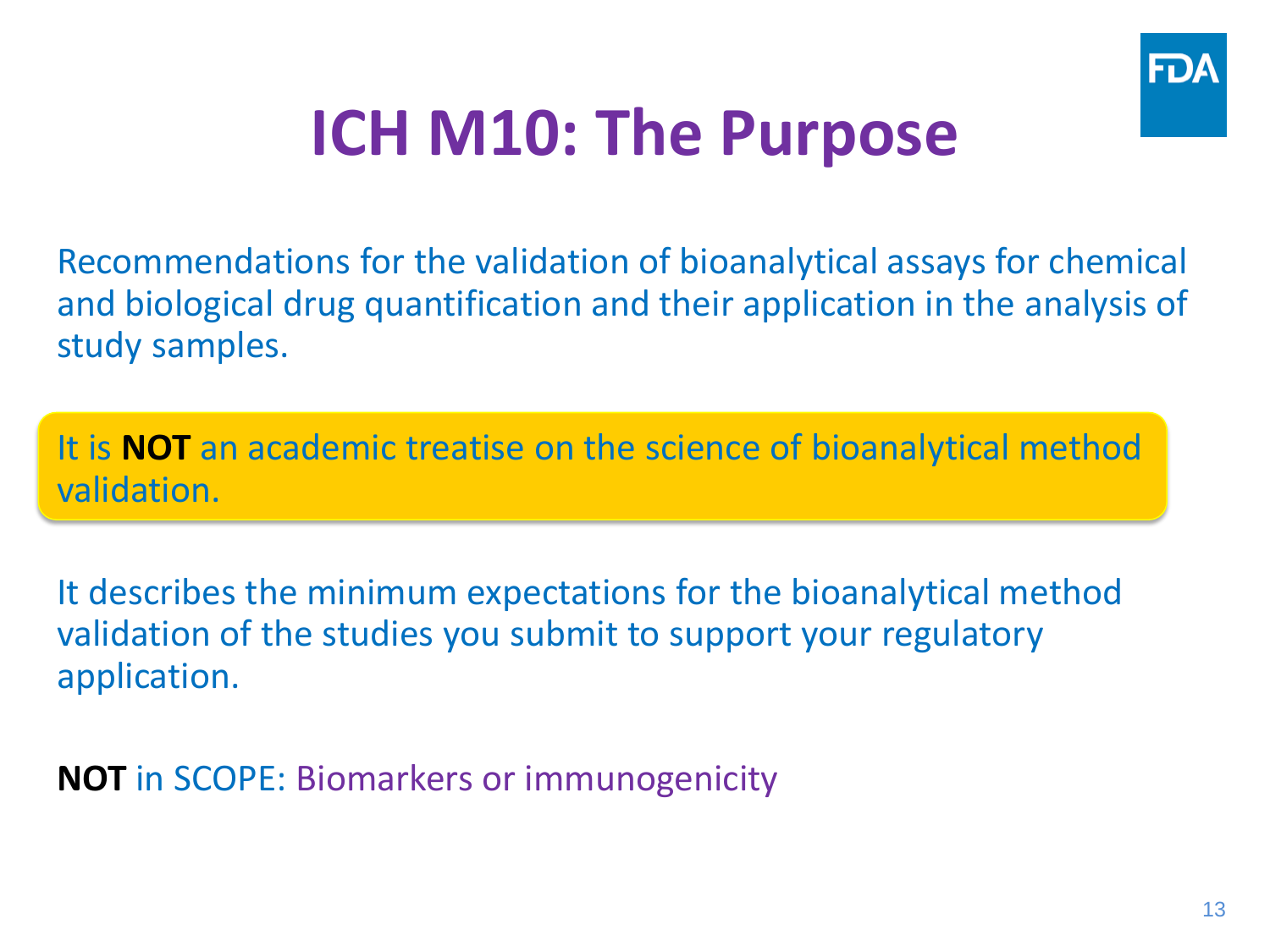# ICH M10: The Purpose

Recommendations for the validation of bioanalytical assays for chemical and biological drug quantification and their application in the analysis of study samples.

It is **NOT** an academic treatise on the science of bioanalytical method validation.

It describes the minimum expectations for the bioanalytical method validation of the studies you submit to support your regulatory application.

**NOT** in SCOPE: Biomarkers or immunogenicity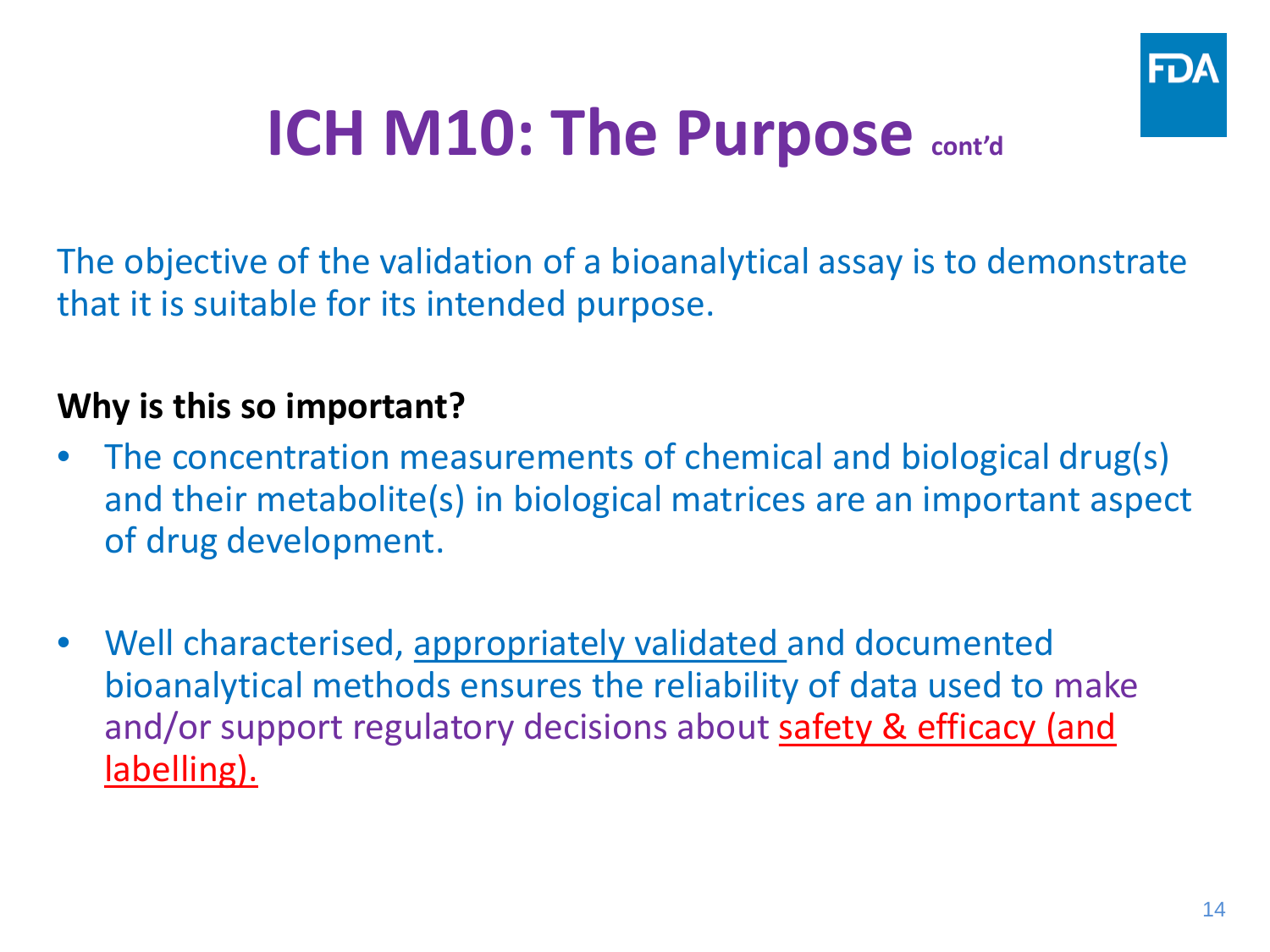# ICH M10: The Purpose cont'd

The objective of the validation of a bioanalytical assay is to demonstrate that it is suitable for its intended purpose.

**Why is this so important?**

- The concentration measurements of chemical and biological drug(s) and their metabolite(s) in biological matrices are an important aspect of drug development.
- Well characterised, appropriately validated and documented bioanalytical methods ensures the reliability of data used to make and/or support regulatory decisions about safety & efficacy (and labelling).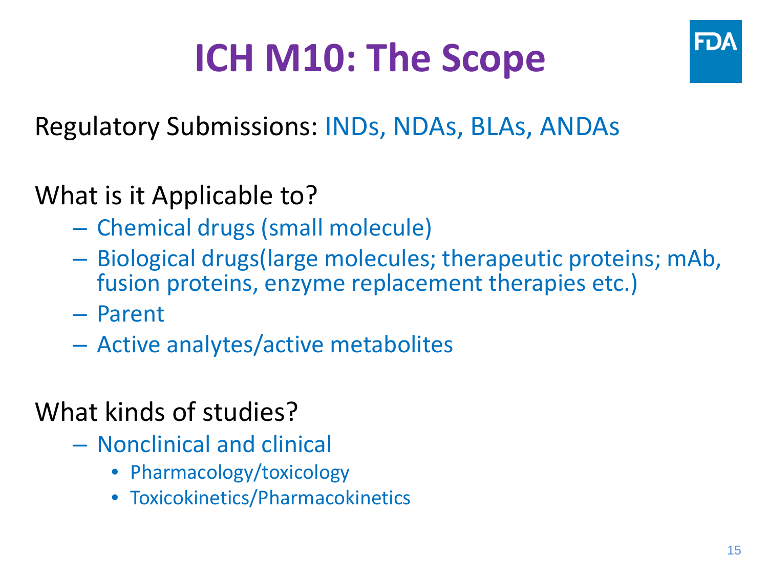# ICH M10: The Scope

Regulatory Submissions: INDs, NDAs, BLAs, ANDAs

What is it Applicable to?

- Chemical drugs (small molecule)
- Biological drugs(large molecules; therapeutic proteins; mAb, fusion proteins, enzyme replacement therapies etc.)
- Parent
- Active analytes/active metabolites

What kinds of studies?

- Nonclinical and clinical
  - Pharmacology/toxicology
  - Toxicokinetics/Pharmacokinetics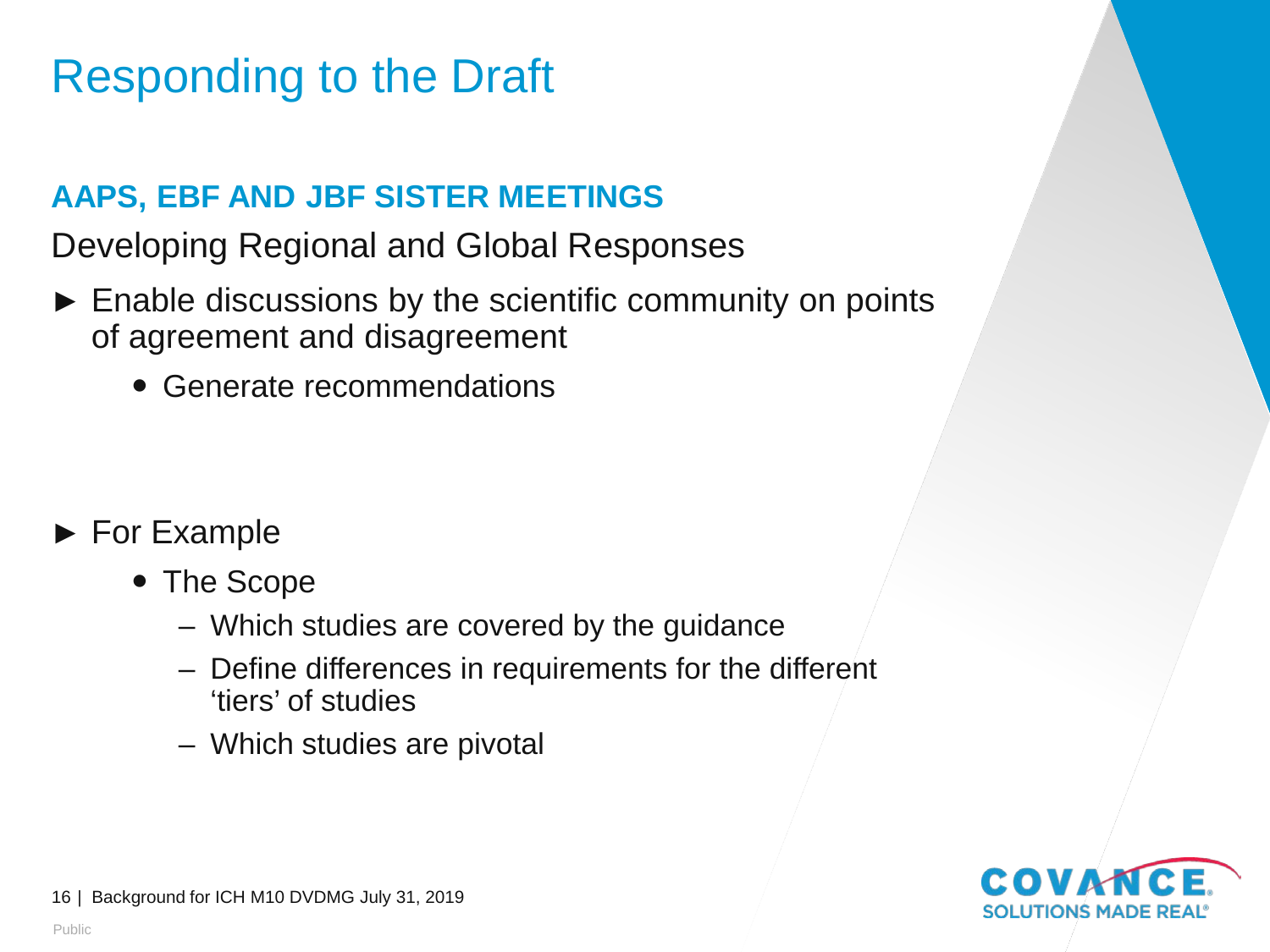# Responding to the Draft

## AAPS, EBF AND JBF SISTER MEETINGS

Developing Regional and Global Responses

- ► Enable discussions by the scientific community on points of agreement and disagreement
  - Generate recommendations

- ► For Example
  - The Scope
    - Which studies are covered by the guidance
    - Define differences in requirements for the different 'tiers' of studies
    - Which studies are pivotal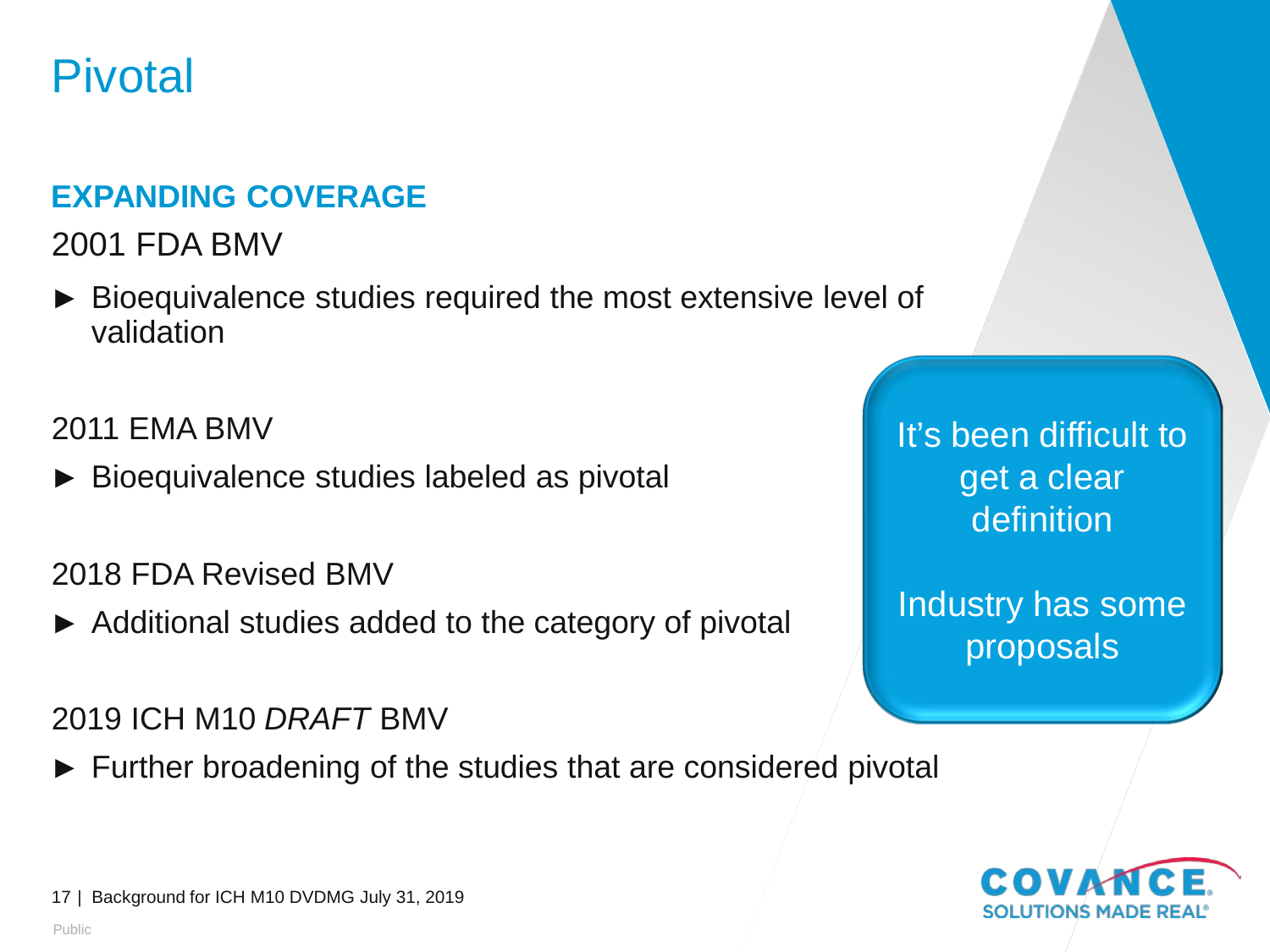# Pivotal

## EXPANDING COVERAGE

2001 FDA BMV

- Bioequivalence studies required the most extensive level of validation

2011 EMA BMV

- Bioequivalence studies labeled as pivotal

2018 FDA Revised BMV

- Additional studies added to the category of pivotal

2019 ICH M10 *DRAFT* BMV

- Further broadening of the studies that are considered pivotal

It's been difficult to get a clear definition

Industry has some proposals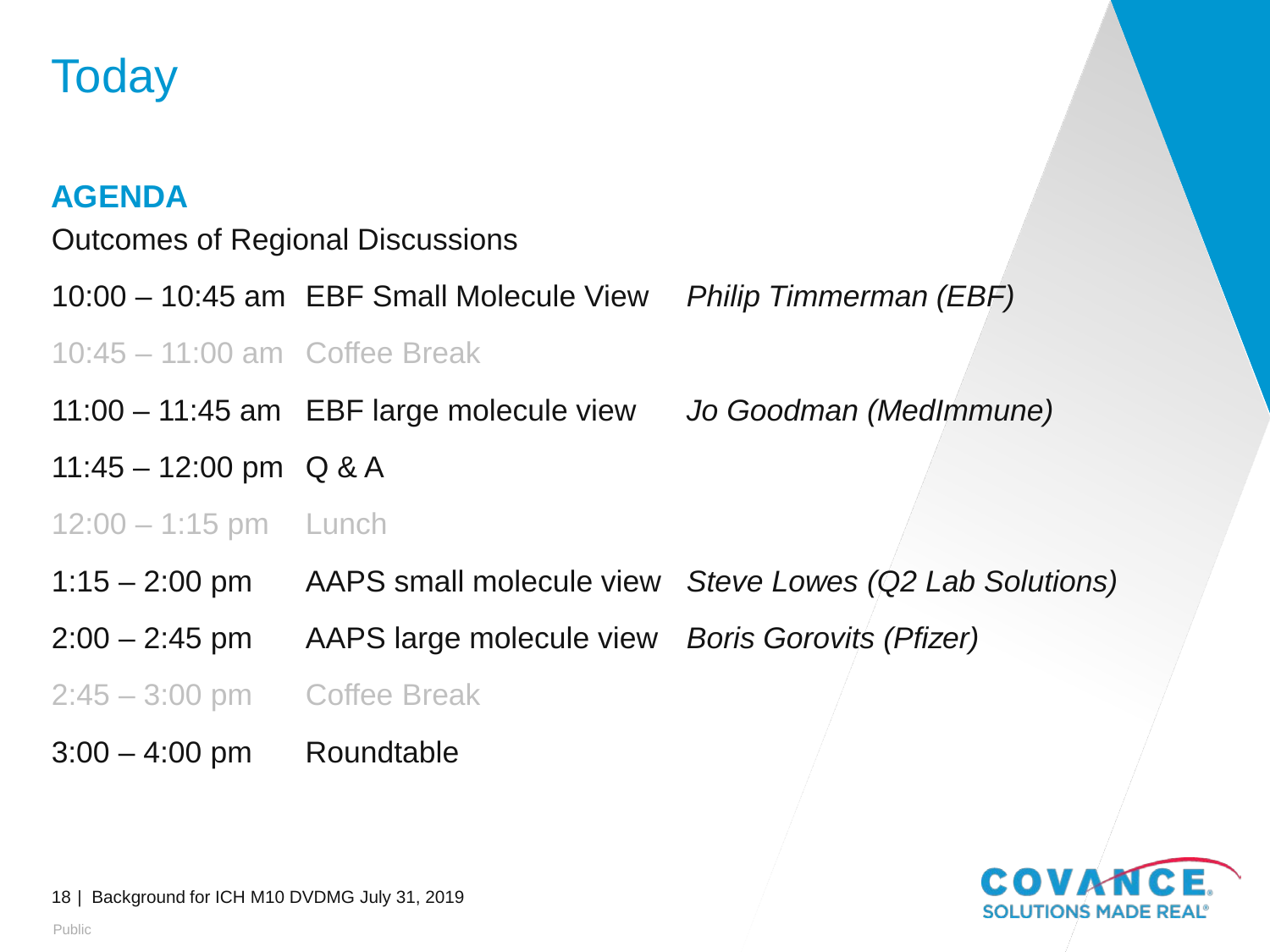# Today

## AGENDA

Outcomes of Regional Discussions

| | | |
|---|---|---|
| 10:00 – 10:45 am | EBF Small Molecule View | *Philip Timmerman (EBF)* |
| 10:45 – 11:00 am | Coffee Break | |
| 11:00 – 11:45 am | EBF large molecule view | *Jo Goodman (MedImmune)* |
| 11:45 – 12:00 pm | Q & A | |
| 12:00 – 1:15 pm | Lunch | |
| 1:15 – 2:00 pm | AAPS small molecule view | *Steve Lowes (Q2 Lab Solutions)* |
| 2:00 – 2:45 pm | AAPS large molecule view | *Boris Gorovits (Pfizer)* |
| 2:45 – 3:00 pm | Coffee Break | |
| 3:00 – 4:00 pm | Roundtable | |